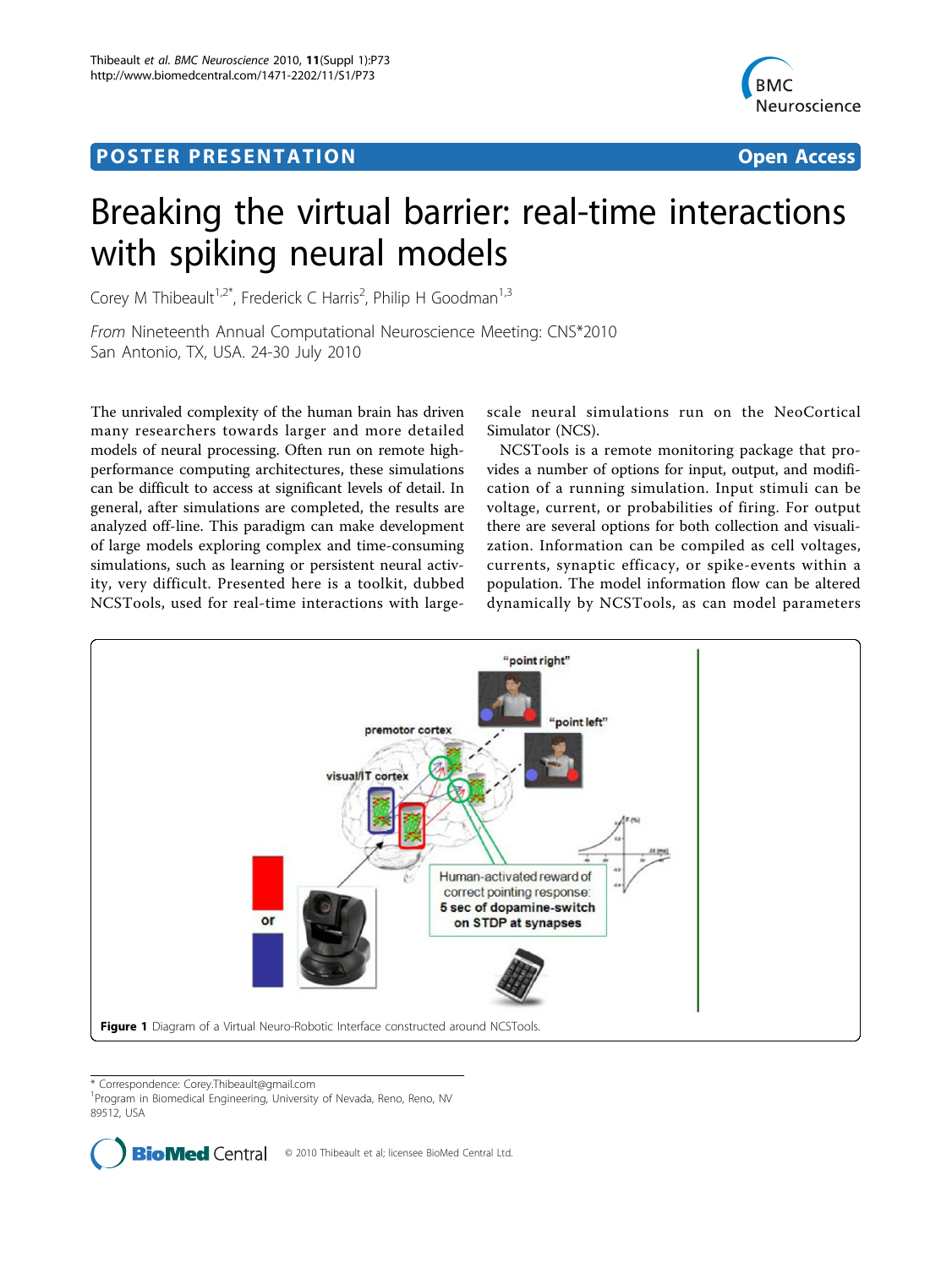POSTER PRESENTATION

Open Access

# Breaking the virtual barrier: real-time interactions with spiking neural models

Corey M Thibeault[1,2*], Frederick C Harris[2], Philip H Goodman[1,3]

*From* Nineteenth Annual Computational Neuroscience Meeting: CNS*2010
San Antonio, TX, USA. 24-30 July 2010

The unrivaled complexity of the human brain has driven many researchers towards larger and more detailed models of neural processing. Often run on remote high-performance computing architectures, these simulations can be difficult to access at significant levels of detail. In general, after simulations are completed, the results are analyzed off-line. This paradigm can make development of large models exploring complex and time-consuming simulations, such as learning or persistent neural activity, very difficult. Presented here is a toolkit, dubbed NCSTools, used for real-time interactions with large-scale neural simulations run on the NeoCortical Simulator (NCS).

NCSTools is a remote monitoring package that provides a number of options for input, output, and modification of a running simulation. Input stimuli can be voltage, current, or probabilities of firing. For output there are several options for both collection and visualization. Information can be compiled as cell voltages, currents, synaptic efficacy, or spike-events within a population. The model information flow can be altered dynamically by NCSTools, as can model parameters

**Figure 1** Diagram of a Virtual Neuro-Robotic Interface constructed around NCSTools.

* Correspondence: Corey.Thibeault@gmail.com
[1]Program in Biomedical Engineering, University of Nevada, Reno, Reno, NV 89512, USA

© 2010 Thibeault et al; licensee BioMed Central Ltd.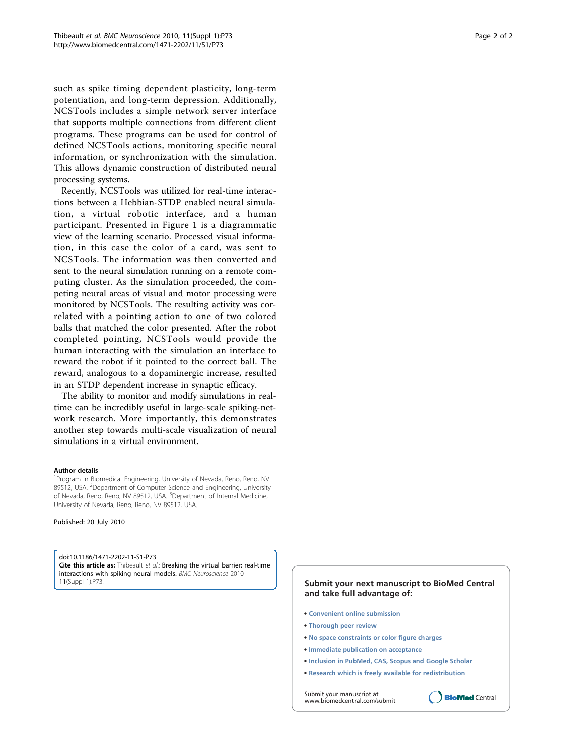such as spike timing dependent plasticity, long-term potentiation, and long-term depression. Additionally, NCSTools includes a simple network server interface that supports multiple connections from different client programs. These programs can be used for control of defined NCSTools actions, monitoring specific neural information, or synchronization with the simulation. This allows dynamic construction of distributed neural processing systems.

Recently, NCSTools was utilized for real-time interactions between a Hebbian-STDP enabled neural simulation, a virtual robotic interface, and a human participant. Presented in Figure 1 is a diagrammatic view of the learning scenario. Processed visual information, in this case the color of a card, was sent to NCSTools. The information was then converted and sent to the neural simulation running on a remote computing cluster. As the simulation proceeded, the competing neural areas of visual and motor processing were monitored by NCSTools. The resulting activity was correlated with a pointing action to one of two colored balls that matched the color presented. After the robot completed pointing, NCSTools would provide the human interacting with the simulation an interface to reward the robot if it pointed to the correct ball. The reward, analogous to a dopaminergic increase, resulted in an STDP dependent increase in synaptic efficacy.

The ability to monitor and modify simulations in real-time can be incredibly useful in large-scale spiking-network research. More importantly, this demonstrates another step towards multi-scale visualization of neural simulations in a virtual environment.

#### Author details

[1]Program in Biomedical Engineering, University of Nevada, Reno, Reno, NV 89512, USA. [2]Department of Computer Science and Engineering, University of Nevada, Reno, Reno, NV 89512, USA. [3]Department of Internal Medicine, University of Nevada, Reno, Reno, NV 89512, USA.

Published: 20 July 2010

doi:10.1186/1471-2202-11-S1-P73

**Cite this article as:** Thibeault *et al.*: Breaking the virtual barrier: real-time interactions with spiking neural models. *BMC Neuroscience* 2010 11(Suppl 1):P73.

**Submit your next manuscript to BioMed Central and take full advantage of:**

- Convenient online submission
- Thorough peer review
- No space constraints or color figure charges
- Immediate publication on acceptance
- Inclusion in PubMed, CAS, Scopus and Google Scholar
- Research which is freely available for redistribution

Submit your manuscript at www.biomedcentral.com/submit